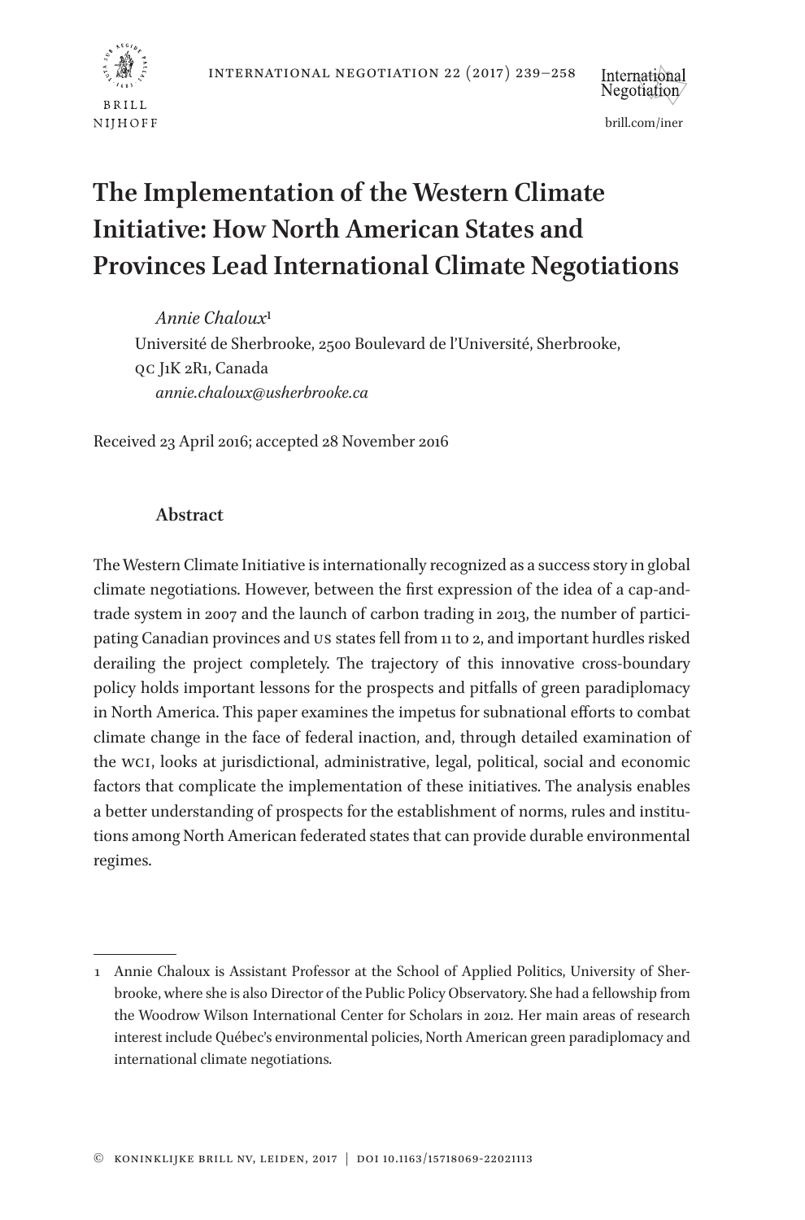# The Implementation of the Western Climate Initiative: How North American States and Provinces Lead International Climate Negotiations

*Annie Chaloux*[1]
Université de Sherbrooke, 2500 Boulevard de l'Université, Sherbrooke, QC J1K 2R1, Canada
*annie.chaloux@usherbrooke.ca*

Received 23 April 2016; accepted 28 November 2016

## Abstract

The Western Climate Initiative is internationally recognized as a success story in global climate negotiations. However, between the first expression of the idea of a cap-and-trade system in 2007 and the launch of carbon trading in 2013, the number of participating Canadian provinces and US states fell from 11 to 2, and important hurdles risked derailing the project completely. The trajectory of this innovative cross-boundary policy holds important lessons for the prospects and pitfalls of green paradiplomacy in North America. This paper examines the impetus for subnational efforts to combat climate change in the face of federal inaction, and, through detailed examination of the WCI, looks at jurisdictional, administrative, legal, political, social and economic factors that complicate the implementation of these initiatives. The analysis enables a better understanding of prospects for the establishment of norms, rules and institutions among North American federated states that can provide durable environmental regimes.

---

1 Annie Chaloux is Assistant Professor at the School of Applied Politics, University of Sherbrooke, where she is also Director of the Public Policy Observatory. She had a fellowship from the Woodrow Wilson International Center for Scholars in 2012. Her main areas of research interest include Québec's environmental policies, North American green paradiplomacy and international climate negotiations.

© Koninklijke Brill NV, Leiden, 2017 | DOI 10.1163/15718069-22021113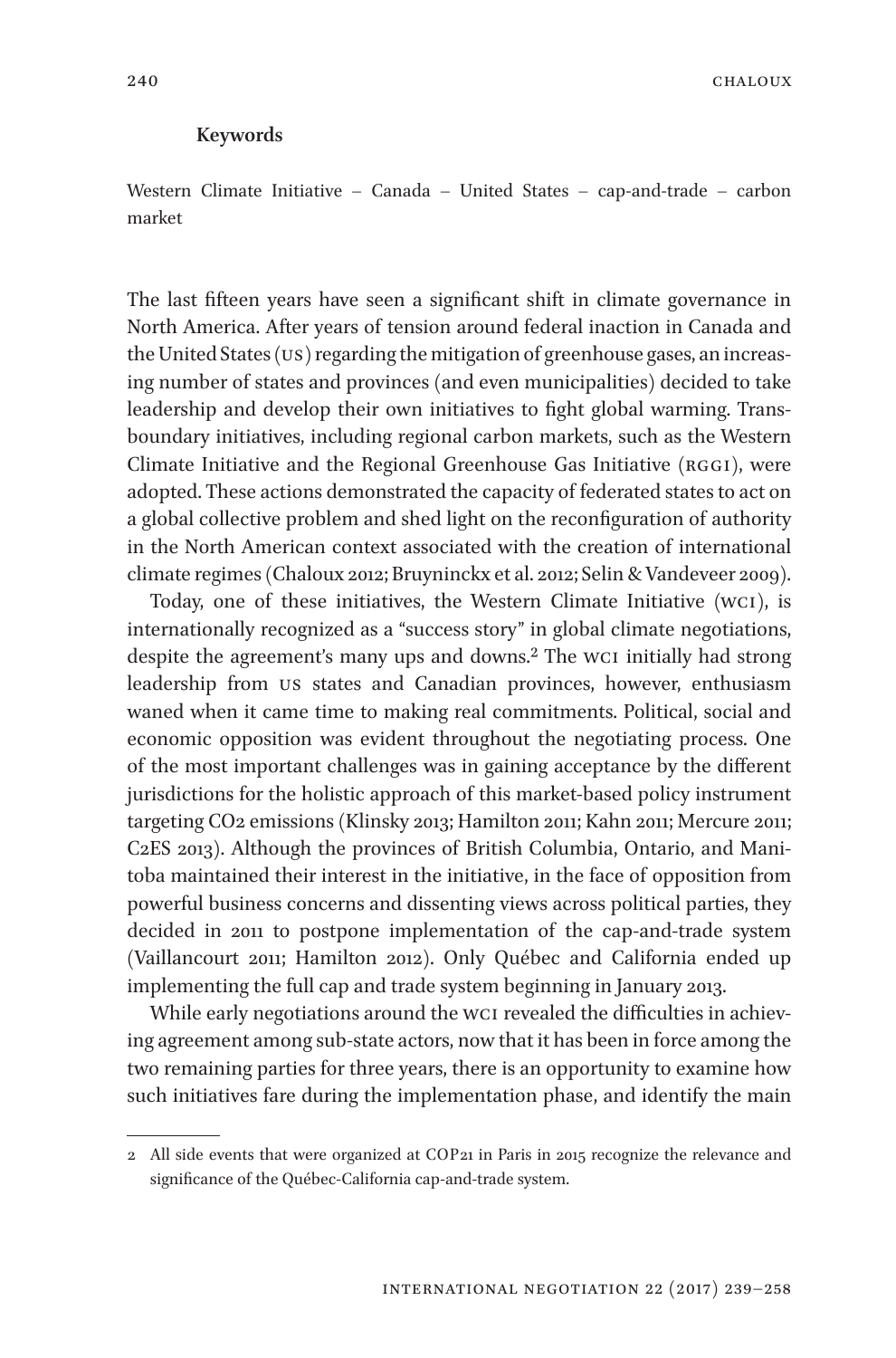**Keywords**

Western Climate Initiative – Canada – United States – cap-and-trade – carbon market

The last fifteen years have seen a significant shift in climate governance in North America. After years of tension around federal inaction in Canada and the United States (US) regarding the mitigation of greenhouse gases, an increasing number of states and provinces (and even municipalities) decided to take leadership and develop their own initiatives to fight global warming. Transboundary initiatives, including regional carbon markets, such as the Western Climate Initiative and the Regional Greenhouse Gas Initiative (RGGI), were adopted. These actions demonstrated the capacity of federated states to act on a global collective problem and shed light on the reconfiguration of authority in the North American context associated with the creation of international climate regimes (Chaloux 2012; Bruyninckx et al. 2012; Selin & Vandeveer 2009).

Today, one of these initiatives, the Western Climate Initiative (WCI), is internationally recognized as a "success story" in global climate negotiations, despite the agreement's many ups and downs.[2] The WCI initially had strong leadership from US states and Canadian provinces, however, enthusiasm waned when it came time to making real commitments. Political, social and economic opposition was evident throughout the negotiating process. One of the most important challenges was in gaining acceptance by the different jurisdictions for the holistic approach of this market-based policy instrument targeting $CO_2$ emissions (Klinsky 2013; Hamilton 2011; Kahn 2011; Mercure 2011; C2ES 2013). Although the provinces of British Columbia, Ontario, and Manitoba maintained their interest in the initiative, in the face of opposition from powerful business concerns and dissenting views across political parties, they decided in 2011 to postpone implementation of the cap-and-trade system (Vaillancourt 2011; Hamilton 2012). Only Québec and California ended up implementing the full cap and trade system beginning in January 2013.

While early negotiations around the WCI revealed the difficulties in achieving agreement among sub-state actors, now that it has been in force among the two remaining parties for three years, there is an opportunity to examine how such initiatives fare during the implementation phase, and identify the main

2 All side events that were organized at COP21 in Paris in 2015 recognize the relevance and significance of the Québec-California cap-and-trade system.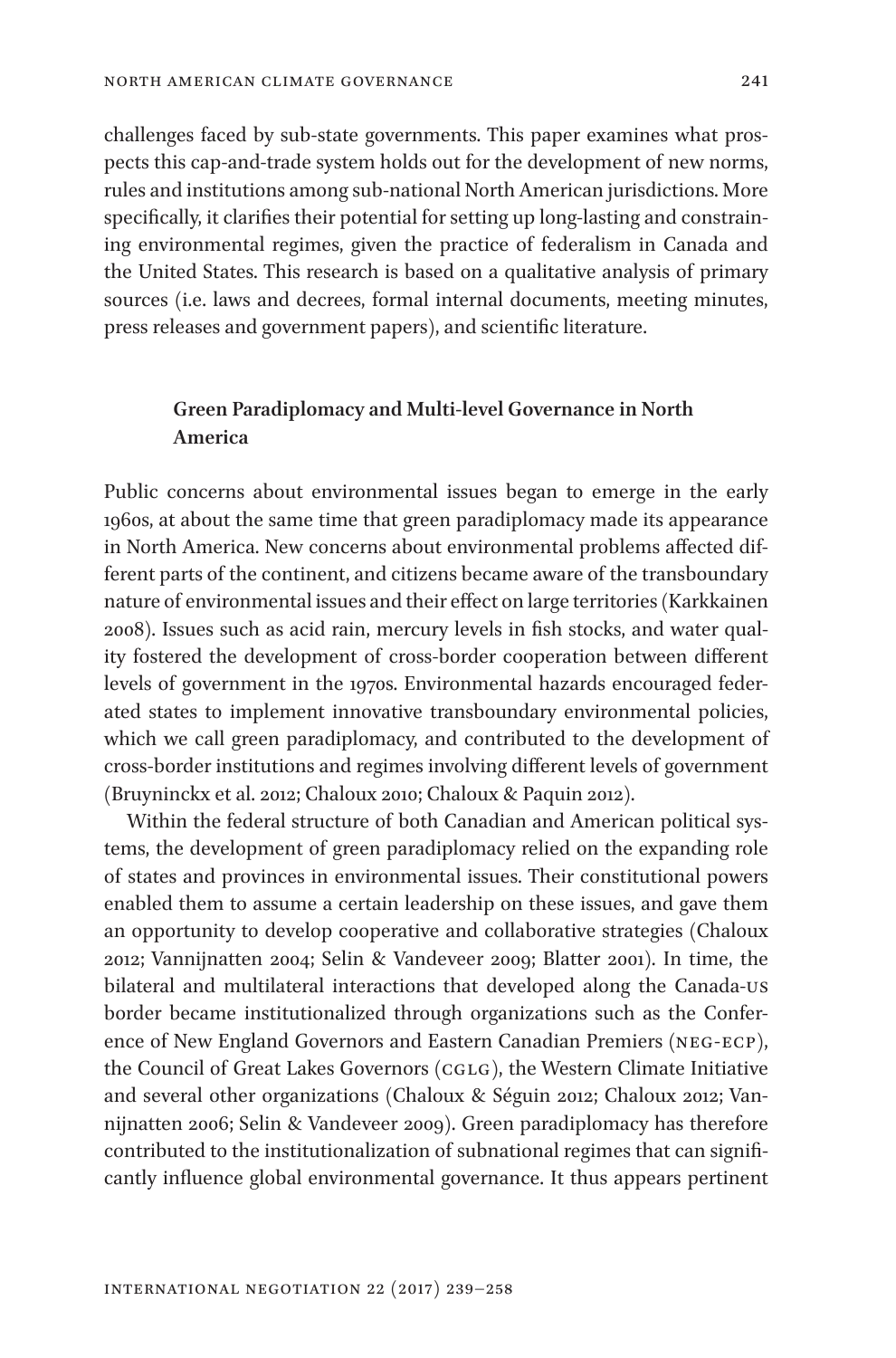challenges faced by sub-state governments. This paper examines what prospects this cap-and-trade system holds out for the development of new norms, rules and institutions among sub-national North American jurisdictions. More specifically, it clarifies their potential for setting up long-lasting and constraining environmental regimes, given the practice of federalism in Canada and the United States. This research is based on a qualitative analysis of primary sources (i.e. laws and decrees, formal internal documents, meeting minutes, press releases and government papers), and scientific literature.

## Green Paradiplomacy and Multi-level Governance in North America

Public concerns about environmental issues began to emerge in the early 1960s, at about the same time that green paradiplomacy made its appearance in North America. New concerns about environmental problems affected different parts of the continent, and citizens became aware of the transboundary nature of environmental issues and their effect on large territories (Karkkainen 2008). Issues such as acid rain, mercury levels in fish stocks, and water quality fostered the development of cross-border cooperation between different levels of government in the 1970s. Environmental hazards encouraged federated states to implement innovative transboundary environmental policies, which we call green paradiplomacy, and contributed to the development of cross-border institutions and regimes involving different levels of government (Bruyninckx et al. 2012; Chaloux 2010; Chaloux & Paquin 2012).

Within the federal structure of both Canadian and American political systems, the development of green paradiplomacy relied on the expanding role of states and provinces in environmental issues. Their constitutional powers enabled them to assume a certain leadership on these issues, and gave them an opportunity to develop cooperative and collaborative strategies (Chaloux 2012; Vannijnatten 2004; Selin & Vandeveer 2009; Blatter 2001). In time, the bilateral and multilateral interactions that developed along the Canada-US border became institutionalized through organizations such as the Conference of New England Governors and Eastern Canadian Premiers (NEG-ECP), the Council of Great Lakes Governors (CGLG), the Western Climate Initiative and several other organizations (Chaloux & Séguin 2012; Chaloux 2012; Vannijnatten 2006; Selin & Vandeveer 2009). Green paradiplomacy has therefore contributed to the institutionalization of subnational regimes that can significantly influence global environmental governance. It thus appears pertinent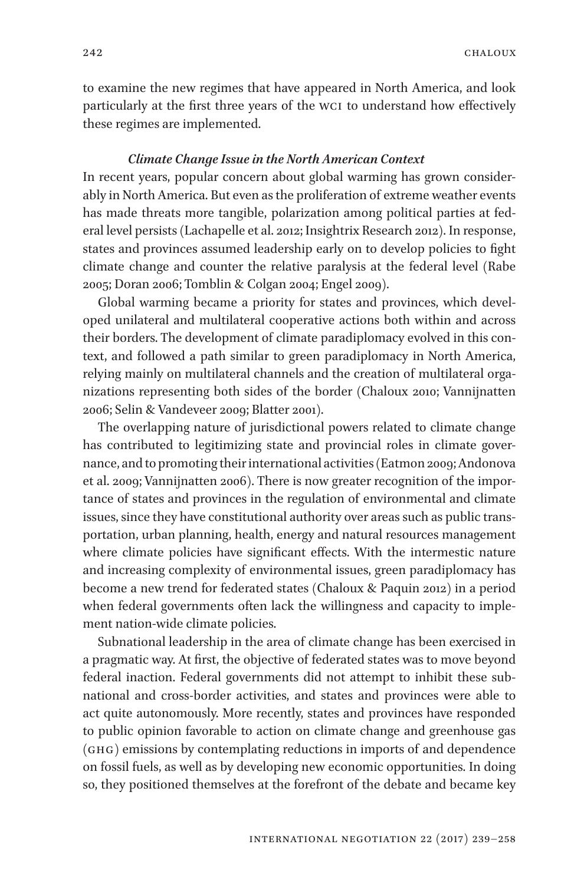to examine the new regimes that have appeared in North America, and look particularly at the first three years of the WCI to understand how effectively these regimes are implemented.

### *Climate Change Issue in the North American Context*

In recent years, popular concern about global warming has grown considerably in North America. But even as the proliferation of extreme weather events has made threats more tangible, polarization among political parties at federal level persists (Lachapelle et al. 2012; Insightrix Research 2012). In response, states and provinces assumed leadership early on to develop policies to fight climate change and counter the relative paralysis at the federal level (Rabe 2005; Doran 2006; Tomblin & Colgan 2004; Engel 2009).

Global warming became a priority for states and provinces, which developed unilateral and multilateral cooperative actions both within and across their borders. The development of climate paradiplomacy evolved in this context, and followed a path similar to green paradiplomacy in North America, relying mainly on multilateral channels and the creation of multilateral organizations representing both sides of the border (Chaloux 2010; Vannijnatten 2006; Selin & Vandeveer 2009; Blatter 2001).

The overlapping nature of jurisdictional powers related to climate change has contributed to legitimizing state and provincial roles in climate governance, and to promoting their international activities (Eatmon 2009; Andonova et al. 2009; Vannijnatten 2006). There is now greater recognition of the importance of states and provinces in the regulation of environmental and climate issues, since they have constitutional authority over areas such as public transportation, urban planning, health, energy and natural resources management where climate policies have significant effects. With the intermestic nature and increasing complexity of environmental issues, green paradiplomacy has become a new trend for federated states (Chaloux & Paquin 2012) in a period when federal governments often lack the willingness and capacity to implement nation-wide climate policies.

Subnational leadership in the area of climate change has been exercised in a pragmatic way. At first, the objective of federated states was to move beyond federal inaction. Federal governments did not attempt to inhibit these subnational and cross-border activities, and states and provinces were able to act quite autonomously. More recently, states and provinces have responded to public opinion favorable to action on climate change and greenhouse gas (GHG) emissions by contemplating reductions in imports of and dependence on fossil fuels, as well as by developing new economic opportunities. In doing so, they positioned themselves at the forefront of the debate and became key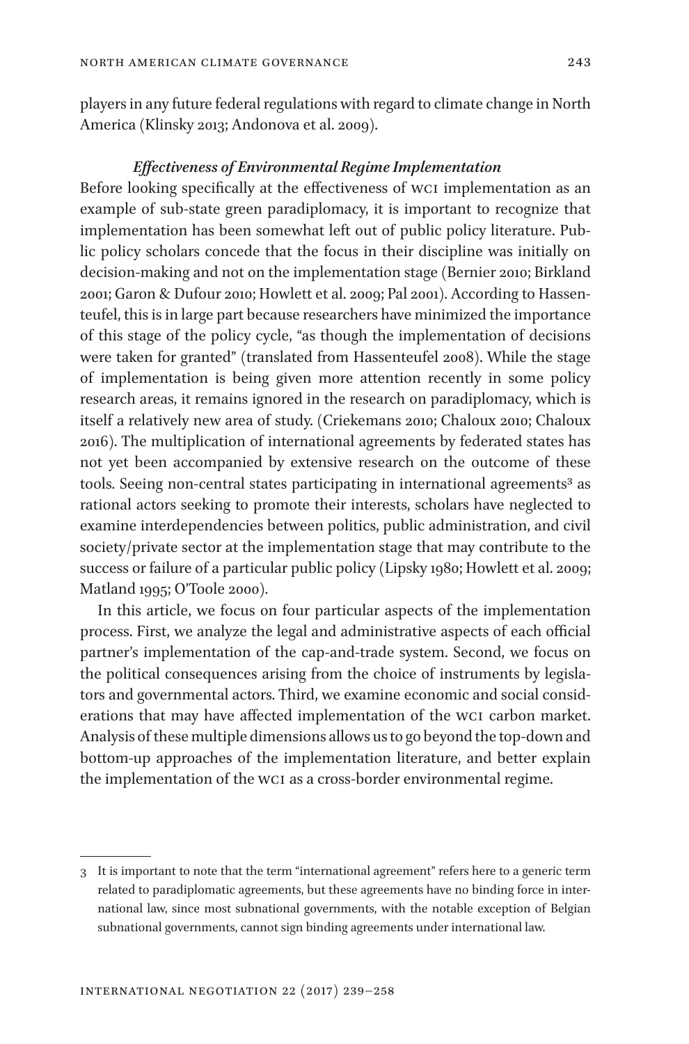players in any future federal regulations with regard to climate change in North America (Klinsky 2013; Andonova et al. 2009).

### *Effectiveness of Environmental Regime Implementation*

Before looking specifically at the effectiveness of WCI implementation as an example of sub-state green paradiplomacy, it is important to recognize that implementation has been somewhat left out of public policy literature. Public policy scholars concede that the focus in their discipline was initially on decision-making and not on the implementation stage (Bernier 2010; Birkland 2001; Garon & Dufour 2010; Howlett et al. 2009; Pal 2001). According to Hassenteufel, this is in large part because researchers have minimized the importance of this stage of the policy cycle, "as though the implementation of decisions were taken for granted" (translated from Hassenteufel 2008). While the stage of implementation is being given more attention recently in some policy research areas, it remains ignored in the research on paradiplomacy, which is itself a relatively new area of study. (Criekemans 2010; Chaloux 2010; Chaloux 2016). The multiplication of international agreements by federated states has not yet been accompanied by extensive research on the outcome of these tools. Seeing non-central states participating in international agreements[3] as rational actors seeking to promote their interests, scholars have neglected to examine interdependencies between politics, public administration, and civil society/private sector at the implementation stage that may contribute to the success or failure of a particular public policy (Lipsky 1980; Howlett et al. 2009; Matland 1995; O'Toole 2000).

In this article, we focus on four particular aspects of the implementation process. First, we analyze the legal and administrative aspects of each official partner's implementation of the cap-and-trade system. Second, we focus on the political consequences arising from the choice of instruments by legislators and governmental actors. Third, we examine economic and social considerations that may have affected implementation of the WCI carbon market. Analysis of these multiple dimensions allows us to go beyond the top-down and bottom-up approaches of the implementation literature, and better explain the implementation of the WCI as a cross-border environmental regime.

---

3 It is important to note that the term "international agreement" refers here to a generic term related to paradiplomatic agreements, but these agreements have no binding force in international law, since most subnational governments, with the notable exception of Belgian subnational governments, cannot sign binding agreements under international law.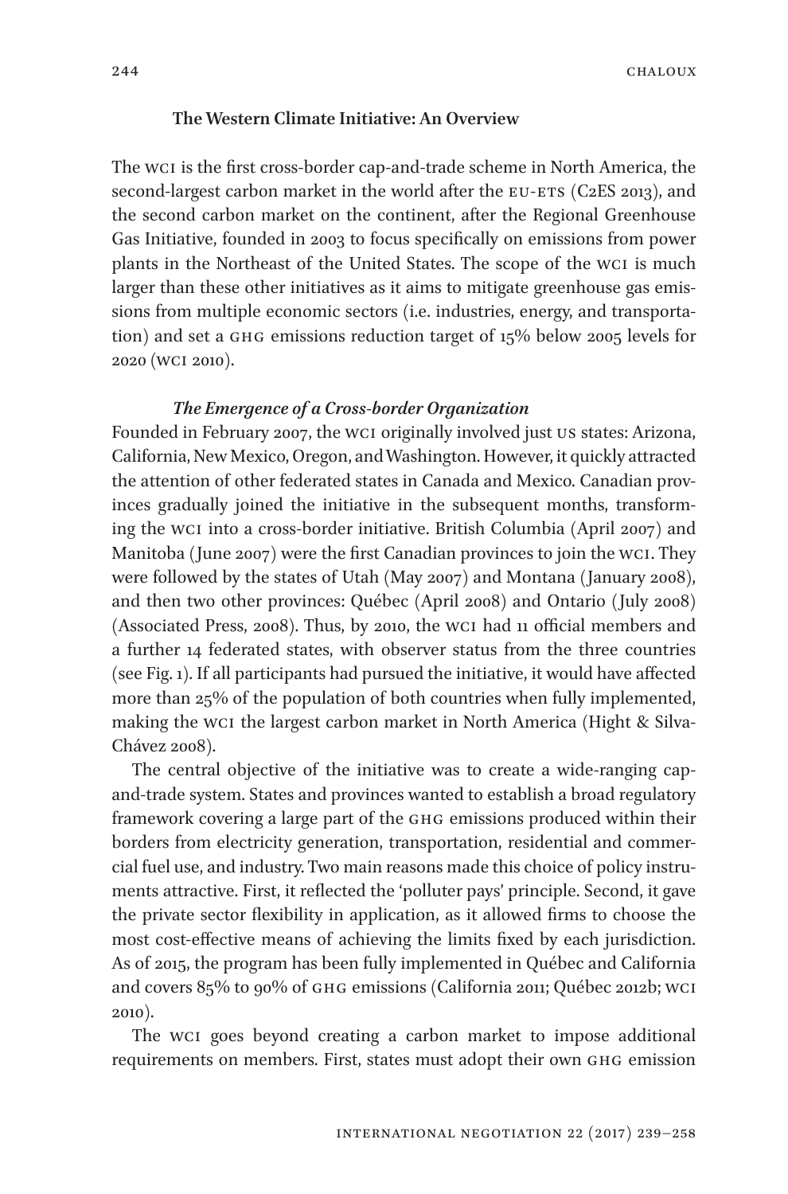### The Western Climate Initiative: An Overview

The WCI is the first cross-border cap-and-trade scheme in North America, the second-largest carbon market in the world after the EU-ETS (C2ES 2013), and the second carbon market on the continent, after the Regional Greenhouse Gas Initiative, founded in 2003 to focus specifically on emissions from power plants in the Northeast of the United States. The scope of the WCI is much larger than these other initiatives as it aims to mitigate greenhouse gas emissions from multiple economic sectors (i.e. industries, energy, and transportation) and set a GHG emissions reduction target of 15% below 2005 levels for 2020 (WCI 2010).

#### *The Emergence of a Cross-border Organization*

Founded in February 2007, the WCI originally involved just US states: Arizona, California, New Mexico, Oregon, and Washington. However, it quickly attracted the attention of other federated states in Canada and Mexico. Canadian provinces gradually joined the initiative in the subsequent months, transforming the WCI into a cross-border initiative. British Columbia (April 2007) and Manitoba (June 2007) were the first Canadian provinces to join the WCI. They were followed by the states of Utah (May 2007) and Montana (January 2008), and then two other provinces: Québec (April 2008) and Ontario (July 2008) (Associated Press, 2008). Thus, by 2010, the WCI had 11 official members and a further 14 federated states, with observer status from the three countries (see Fig. 1). If all participants had pursued the initiative, it would have affected more than 25% of the population of both countries when fully implemented, making the WCI the largest carbon market in North America (Hight & Silva-Chávez 2008).

The central objective of the initiative was to create a wide-ranging cap-and-trade system. States and provinces wanted to establish a broad regulatory framework covering a large part of the GHG emissions produced within their borders from electricity generation, transportation, residential and commercial fuel use, and industry. Two main reasons made this choice of policy instruments attractive. First, it reflected the 'polluter pays' principle. Second, it gave the private sector flexibility in application, as it allowed firms to choose the most cost-effective means of achieving the limits fixed by each jurisdiction. As of 2015, the program has been fully implemented in Québec and California and covers 85% to 90% of GHG emissions (California 2011; Québec 2012b; WCI 2010).

The WCI goes beyond creating a carbon market to impose additional requirements on members. First, states must adopt their own GHG emission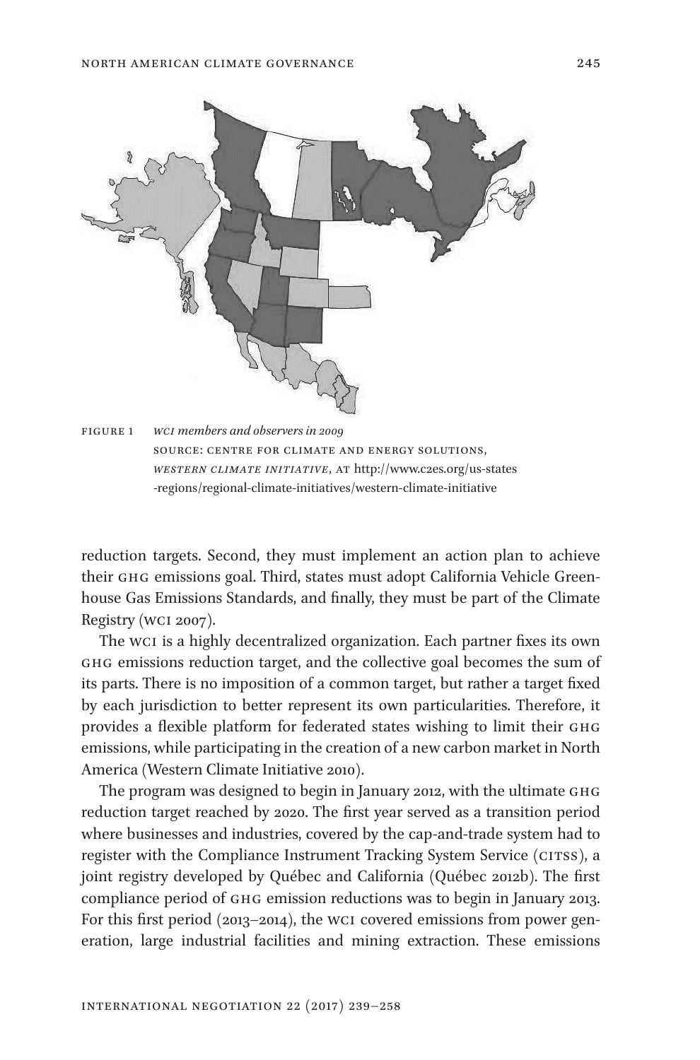FIGURE 1 *WCI members and observers in 2009*
SOURCE: CENTRE FOR CLIMATE AND ENERGY SOLUTIONS, *WESTERN CLIMATE INITIATIVE*, AT http://www.c2es.org/us-states-regions/regional-climate-initiatives/western-climate-initiative

reduction targets. Second, they must implement an action plan to achieve their GHG emissions goal. Third, states must adopt California Vehicle Greenhouse Gas Emissions Standards, and finally, they must be part of the Climate Registry (WCI 2007).

The WCI is a highly decentralized organization. Each partner fixes its own GHG emissions reduction target, and the collective goal becomes the sum of its parts. There is no imposition of a common target, but rather a target fixed by each jurisdiction to better represent its own particularities. Therefore, it provides a flexible platform for federated states wishing to limit their GHG emissions, while participating in the creation of a new carbon market in North America (Western Climate Initiative 2010).

The program was designed to begin in January 2012, with the ultimate GHG reduction target reached by 2020. The first year served as a transition period where businesses and industries, covered by the cap-and-trade system had to register with the Compliance Instrument Tracking System Service (CITSS), a joint registry developed by Québec and California (Québec 2012b). The first compliance period of GHG emission reductions was to begin in January 2013. For this first period (2013–2014), the WCI covered emissions from power generation, large industrial facilities and mining extraction. These emissions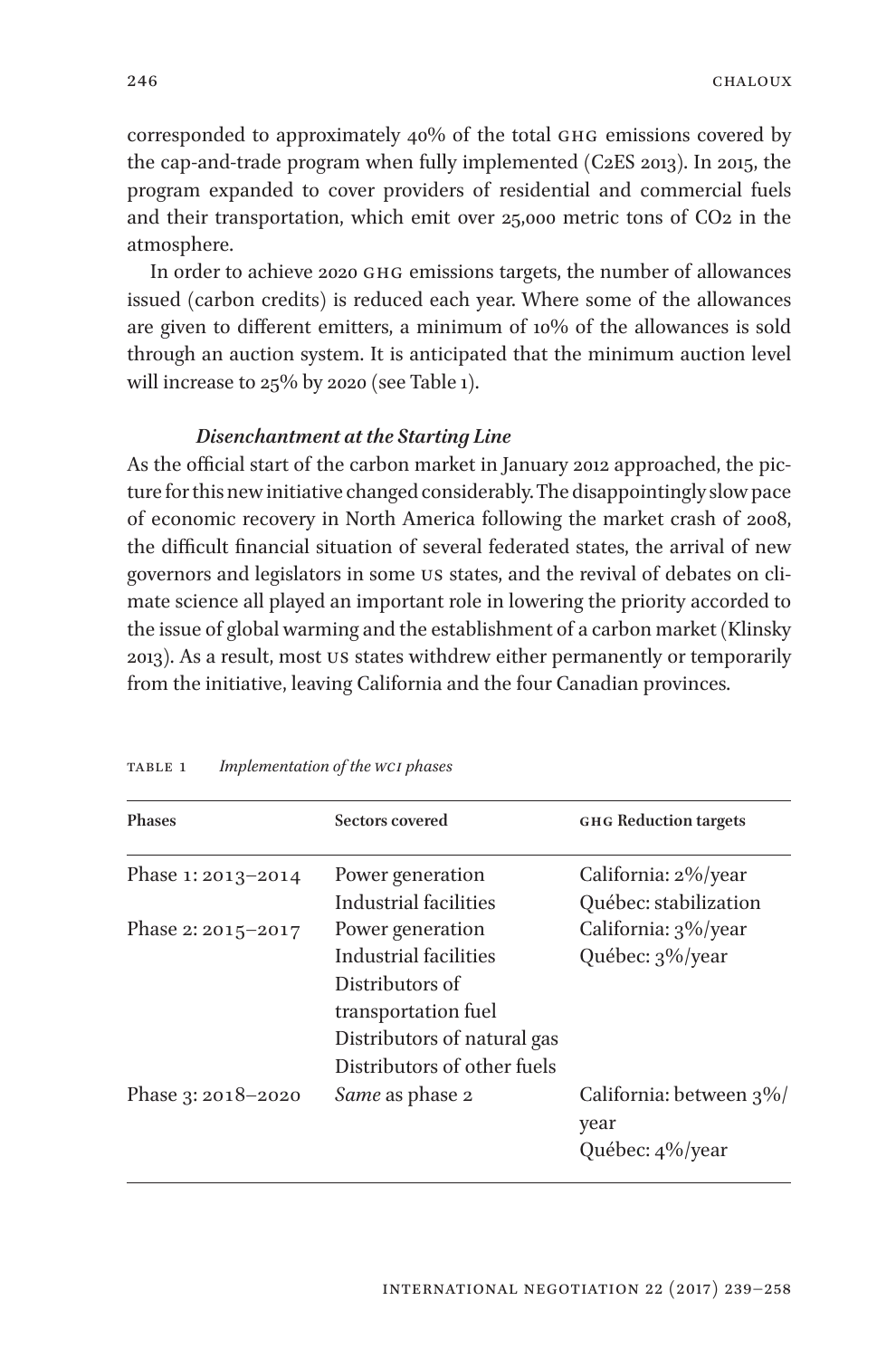corresponded to approximately 40% of the total GHG emissions covered by the cap-and-trade program when fully implemented (C2ES 2013). In 2015, the program expanded to cover providers of residential and commercial fuels and their transportation, which emit over 25,000 metric tons of $CO_2$ in the atmosphere.

In order to achieve 2020 GHG emissions targets, the number of allowances issued (carbon credits) is reduced each year. Where some of the allowances are given to different emitters, a minimum of 10% of the allowances is sold through an auction system. It is anticipated that the minimum auction level will increase to 25% by 2020 (see Table 1).

### *Disenchantment at the Starting Line*

As the official start of the carbon market in January 2012 approached, the picture for this new initiative changed considerably. The disappointingly slow pace of economic recovery in North America following the market crash of 2008, the difficult financial situation of several federated states, the arrival of new governors and legislators in some US states, and the revival of debates on climate science all played an important role in lowering the priority accorded to the issue of global warming and the establishment of a carbon market (Klinsky 2013). As a result, most US states withdrew either permanently or temporarily from the initiative, leaving California and the four Canadian provinces.

TABLE 1 *Implementation of the WCI phases*

| Phases | Sectors covered | GHG Reduction targets |
|---|---|---|
| Phase 1: 2013–2014 | Power generation<br>Industrial facilities | California: 2%/year<br>Québec: stabilization |
| Phase 2: 2015–2017 | Power generation<br>Industrial facilities<br>Distributors of transportation fuel<br>Distributors of natural gas<br>Distributors of other fuels | California: 3%/year<br>Québec: 3%/year |
| Phase 3: 2018–2020 | *Same* as phase 2 | California: between 3%/year<br>Québec: 4%/year |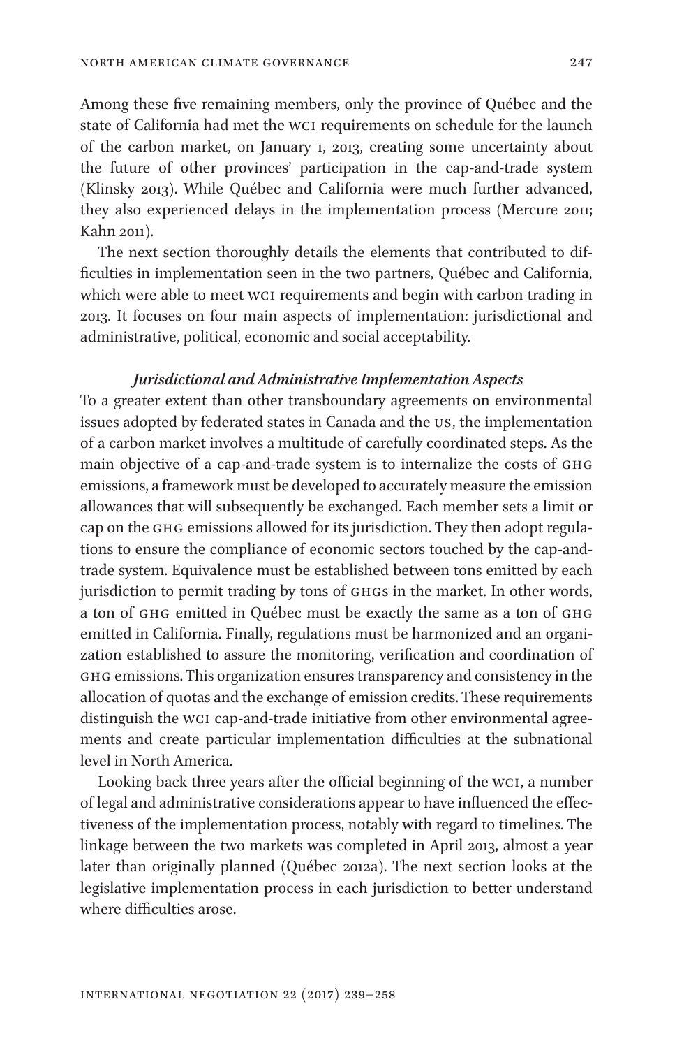Among these five remaining members, only the province of Québec and the state of California had met the WCI requirements on schedule for the launch of the carbon market, on January 1, 2013, creating some uncertainty about the future of other provinces' participation in the cap-and-trade system (Klinsky 2013). While Québec and California were much further advanced, they also experienced delays in the implementation process (Mercure 2011; Kahn 2011).

The next section thoroughly details the elements that contributed to difficulties in implementation seen in the two partners, Québec and California, which were able to meet WCI requirements and begin with carbon trading in 2013. It focuses on four main aspects of implementation: jurisdictional and administrative, political, economic and social acceptability.

### *Jurisdictional and Administrative Implementation Aspects*

To a greater extent than other transboundary agreements on environmental issues adopted by federated states in Canada and the US, the implementation of a carbon market involves a multitude of carefully coordinated steps. As the main objective of a cap-and-trade system is to internalize the costs of GHG emissions, a framework must be developed to accurately measure the emission allowances that will subsequently be exchanged. Each member sets a limit or cap on the GHG emissions allowed for its jurisdiction. They then adopt regulations to ensure the compliance of economic sectors touched by the cap-and-trade system. Equivalence must be established between tons emitted by each jurisdiction to permit trading by tons of GHGs in the market. In other words, a ton of GHG emitted in Québec must be exactly the same as a ton of GHG emitted in California. Finally, regulations must be harmonized and an organization established to assure the monitoring, verification and coordination of GHG emissions. This organization ensures transparency and consistency in the allocation of quotas and the exchange of emission credits. These requirements distinguish the WCI cap-and-trade initiative from other environmental agreements and create particular implementation difficulties at the subnational level in North America.

Looking back three years after the official beginning of the WCI, a number of legal and administrative considerations appear to have influenced the effectiveness of the implementation process, notably with regard to timelines. The linkage between the two markets was completed in April 2013, almost a year later than originally planned (Québec 2012a). The next section looks at the legislative implementation process in each jurisdiction to better understand where difficulties arose.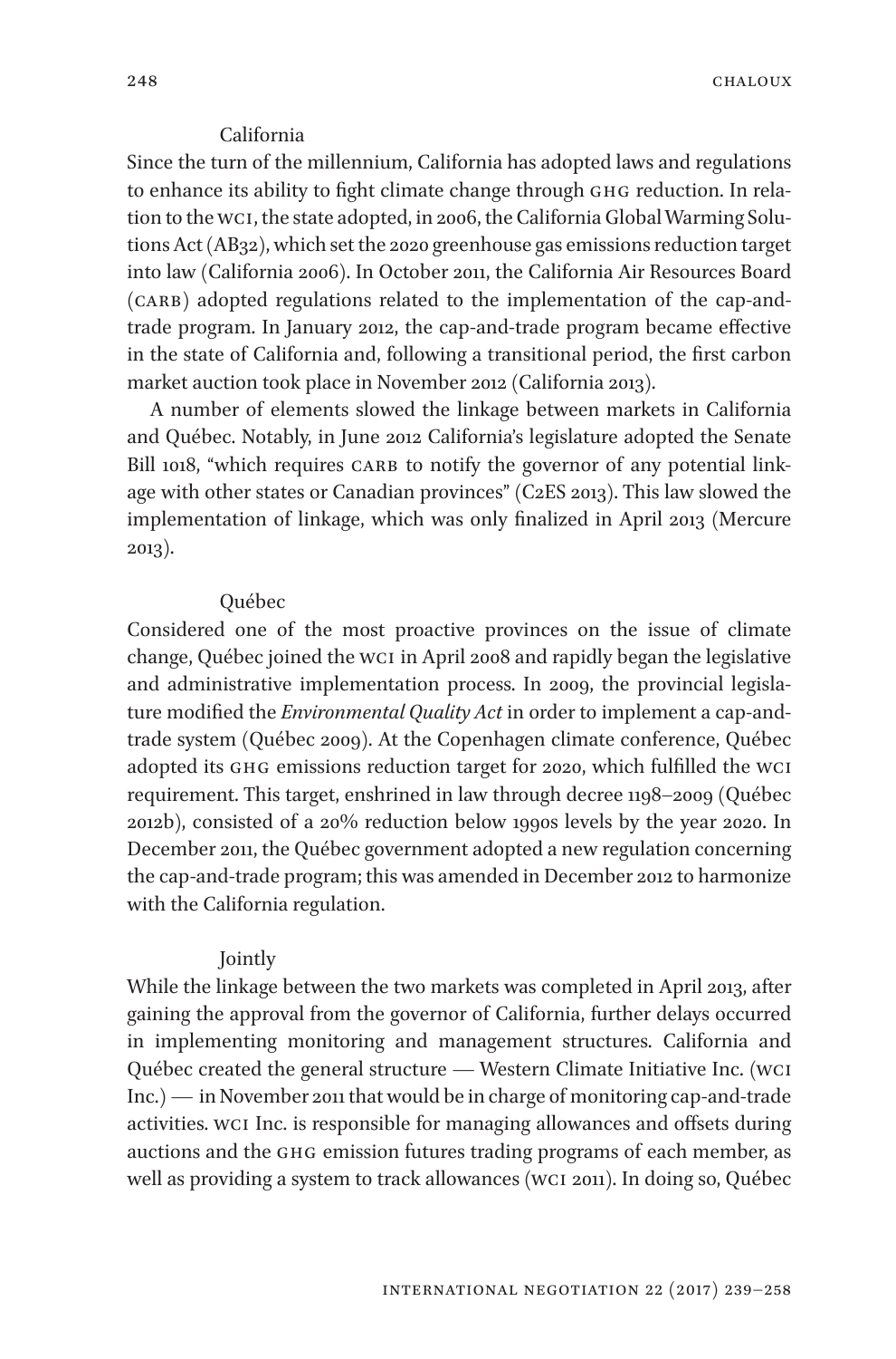#### California

Since the turn of the millennium, California has adopted laws and regulations to enhance its ability to fight climate change through GHG reduction. In relation to the WCI, the state adopted, in 2006, the California Global Warming Solutions Act (AB32), which set the 2020 greenhouse gas emissions reduction target into law (California 2006). In October 2011, the California Air Resources Board (CARB) adopted regulations related to the implementation of the cap-and-trade program. In January 2012, the cap-and-trade program became effective in the state of California and, following a transitional period, the first carbon market auction took place in November 2012 (California 2013).

A number of elements slowed the linkage between markets in California and Québec. Notably, in June 2012 California's legislature adopted the Senate Bill 1018, "which requires CARB to notify the governor of any potential linkage with other states or Canadian provinces" (C2ES 2013). This law slowed the implementation of linkage, which was only finalized in April 2013 (Mercure 2013).

#### Québec

Considered one of the most proactive provinces on the issue of climate change, Québec joined the WCI in April 2008 and rapidly began the legislative and administrative implementation process. In 2009, the provincial legislature modified the *Environmental Quality Act* in order to implement a cap-and-trade system (Québec 2009). At the Copenhagen climate conference, Québec adopted its GHG emissions reduction target for 2020, which fulfilled the WCI requirement. This target, enshrined in law through decree 1198–2009 (Québec 2012b), consisted of a 20% reduction below 1990s levels by the year 2020. In December 2011, the Québec government adopted a new regulation concerning the cap-and-trade program; this was amended in December 2012 to harmonize with the California regulation.

#### Jointly

While the linkage between the two markets was completed in April 2013, after gaining the approval from the governor of California, further delays occurred in implementing monitoring and management structures. California and Québec created the general structure — Western Climate Initiative Inc. (WCI Inc.) — in November 2011 that would be in charge of monitoring cap-and-trade activities. WCI Inc. is responsible for managing allowances and offsets during auctions and the GHG emission futures trading programs of each member, as well as providing a system to track allowances (WCI 2011). In doing so, Québec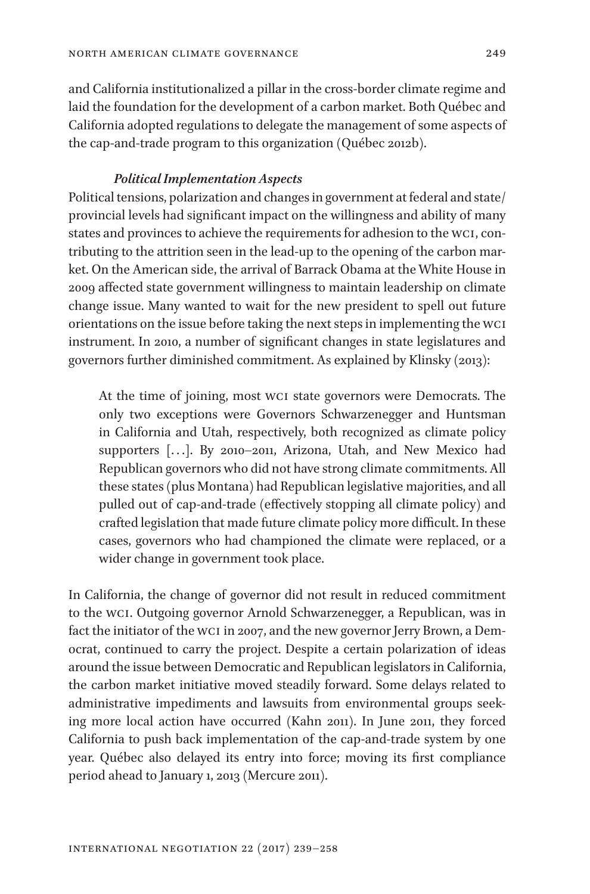and California institutionalized a pillar in the cross-border climate regime and laid the foundation for the development of a carbon market. Both Québec and California adopted regulations to delegate the management of some aspects of the cap-and-trade program to this organization (Québec 2012b).

### *Political Implementation Aspects*

Political tensions, polarization and changes in government at federal and state/provincial levels had significant impact on the willingness and ability of many states and provinces to achieve the requirements for adhesion to the WCI, contributing to the attrition seen in the lead-up to the opening of the carbon market. On the American side, the arrival of Barrack Obama at the White House in 2009 affected state government willingness to maintain leadership on climate change issue. Many wanted to wait for the new president to spell out future orientations on the issue before taking the next steps in implementing the WCI instrument. In 2010, a number of significant changes in state legislatures and governors further diminished commitment. As explained by Klinsky (2013):

> At the time of joining, most WCI state governors were Democrats. The only two exceptions were Governors Schwarzenegger and Huntsman in California and Utah, respectively, both recognized as climate policy supporters [...]. By 2010–2011, Arizona, Utah, and New Mexico had Republican governors who did not have strong climate commitments. All these states (plus Montana) had Republican legislative majorities, and all pulled out of cap-and-trade (effectively stopping all climate policy) and crafted legislation that made future climate policy more difficult. In these cases, governors who had championed the climate were replaced, or a wider change in government took place.

In California, the change of governor did not result in reduced commitment to the WCI. Outgoing governor Arnold Schwarzenegger, a Republican, was in fact the initiator of the WCI in 2007, and the new governor Jerry Brown, a Democrat, continued to carry the project. Despite a certain polarization of ideas around the issue between Democratic and Republican legislators in California, the carbon market initiative moved steadily forward. Some delays related to administrative impediments and lawsuits from environmental groups seeking more local action have occurred (Kahn 2011). In June 2011, they forced California to push back implementation of the cap-and-trade system by one year. Québec also delayed its entry into force; moving its first compliance period ahead to January 1, 2013 (Mercure 2011).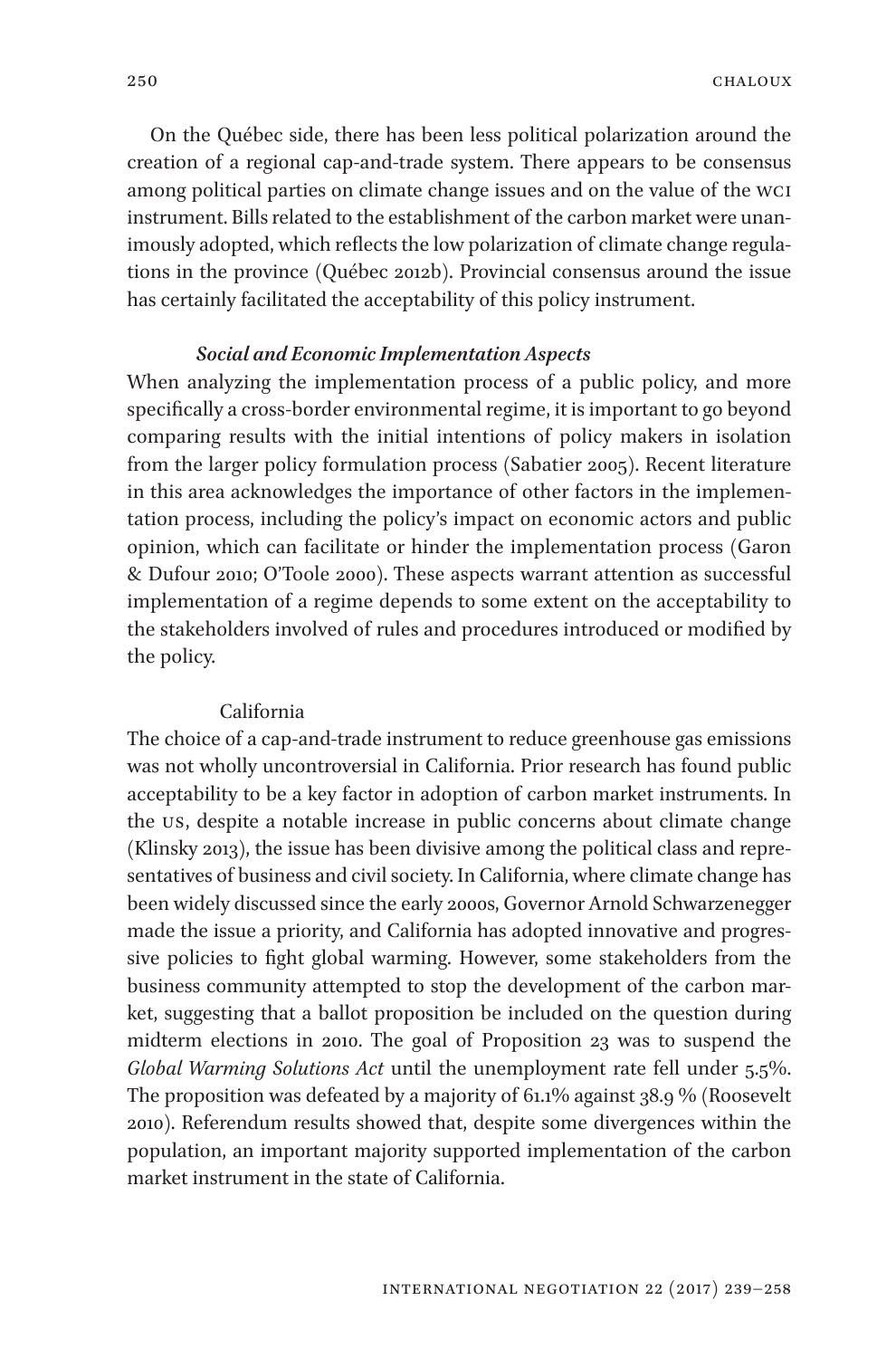On the Québec side, there has been less political polarization around the creation of a regional cap-and-trade system. There appears to be consensus among political parties on climate change issues and on the value of the WCI instrument. Bills related to the establishment of the carbon market were unanimously adopted, which reflects the low polarization of climate change regulations in the province (Québec 2012b). Provincial consensus around the issue has certainly facilitated the acceptability of this policy instrument.

### *Social and Economic Implementation Aspects*

When analyzing the implementation process of a public policy, and more specifically a cross-border environmental regime, it is important to go beyond comparing results with the initial intentions of policy makers in isolation from the larger policy formulation process (Sabatier 2005). Recent literature in this area acknowledges the importance of other factors in the implementation process, including the policy's impact on economic actors and public opinion, which can facilitate or hinder the implementation process (Garon & Dufour 2010; O'Toole 2000). These aspects warrant attention as successful implementation of a regime depends to some extent on the acceptability to the stakeholders involved of rules and procedures introduced or modified by the policy.

#### California

The choice of a cap-and-trade instrument to reduce greenhouse gas emissions was not wholly uncontroversial in California. Prior research has found public acceptability to be a key factor in adoption of carbon market instruments. In the US, despite a notable increase in public concerns about climate change (Klinsky 2013), the issue has been divisive among the political class and representatives of business and civil society. In California, where climate change has been widely discussed since the early 2000s, Governor Arnold Schwarzenegger made the issue a priority, and California has adopted innovative and progressive policies to fight global warming. However, some stakeholders from the business community attempted to stop the development of the carbon market, suggesting that a ballot proposition be included on the question during midterm elections in 2010. The goal of Proposition 23 was to suspend the *Global Warming Solutions Act* until the unemployment rate fell under 5.5%. The proposition was defeated by a majority of 61.1% against 38.9 % (Roosevelt 2010). Referendum results showed that, despite some divergences within the population, an important majority supported implementation of the carbon market instrument in the state of California.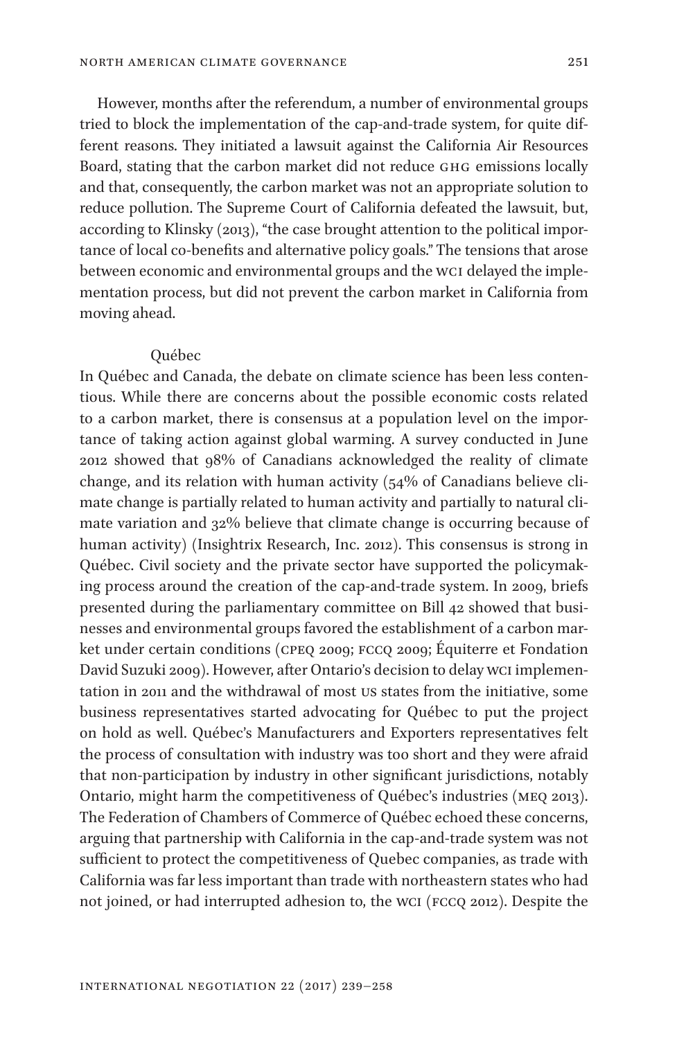However, months after the referendum, a number of environmental groups tried to block the implementation of the cap-and-trade system, for quite different reasons. They initiated a lawsuit against the California Air Resources Board, stating that the carbon market did not reduce GHG emissions locally and that, consequently, the carbon market was not an appropriate solution to reduce pollution. The Supreme Court of California defeated the lawsuit, but, according to Klinsky (2013), "the case brought attention to the political importance of local co-benefits and alternative policy goals." The tensions that arose between economic and environmental groups and the WCI delayed the implementation process, but did not prevent the carbon market in California from moving ahead.

### Québec

In Québec and Canada, the debate on climate science has been less contentious. While there are concerns about the possible economic costs related to a carbon market, there is consensus at a population level on the importance of taking action against global warming. A survey conducted in June 2012 showed that 98% of Canadians acknowledged the reality of climate change, and its relation with human activity (54% of Canadians believe climate change is partially related to human activity and partially to natural climate variation and 32% believe that climate change is occurring because of human activity) (Insightrix Research, Inc. 2012). This consensus is strong in Québec. Civil society and the private sector have supported the policymaking process around the creation of the cap-and-trade system. In 2009, briefs presented during the parliamentary committee on Bill 42 showed that businesses and environmental groups favored the establishment of a carbon market under certain conditions (CPEQ 2009; FCCQ 2009; Équiterre et Fondation David Suzuki 2009). However, after Ontario's decision to delay WCI implementation in 2011 and the withdrawal of most US states from the initiative, some business representatives started advocating for Québec to put the project on hold as well. Québec's Manufacturers and Exporters representatives felt the process of consultation with industry was too short and they were afraid that non-participation by industry in other significant jurisdictions, notably Ontario, might harm the competitiveness of Québec's industries (MEQ 2013). The Federation of Chambers of Commerce of Québec echoed these concerns, arguing that partnership with California in the cap-and-trade system was not sufficient to protect the competitiveness of Quebec companies, as trade with California was far less important than trade with northeastern states who had not joined, or had interrupted adhesion to, the WCI (FCCQ 2012). Despite the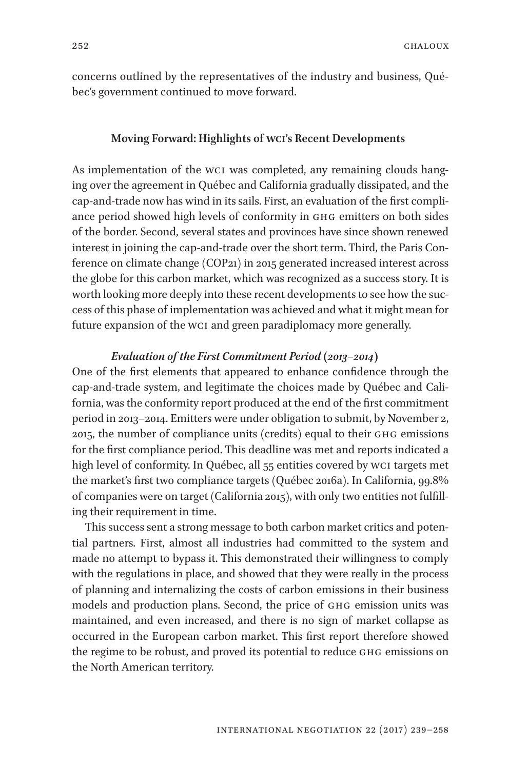concerns outlined by the representatives of the industry and business, Québec's government continued to move forward.

## Moving Forward: Highlights of WCI's Recent Developments

As implementation of the WCI was completed, any remaining clouds hanging over the agreement in Québec and California gradually dissipated, and the cap-and-trade now has wind in its sails. First, an evaluation of the first compliance period showed high levels of conformity in GHG emitters on both sides of the border. Second, several states and provinces have since shown renewed interest in joining the cap-and-trade over the short term. Third, the Paris Conference on climate change (COP21) in 2015 generated increased interest across the globe for this carbon market, which was recognized as a success story. It is worth looking more deeply into these recent developments to see how the success of this phase of implementation was achieved and what it might mean for future expansion of the WCI and green paradiplomacy more generally.

### *Evaluation of the First Commitment Period (2013–2014)*

One of the first elements that appeared to enhance confidence through the cap-and-trade system, and legitimate the choices made by Québec and California, was the conformity report produced at the end of the first commitment period in 2013–2014. Emitters were under obligation to submit, by November 2, 2015, the number of compliance units (credits) equal to their GHG emissions for the first compliance period. This deadline was met and reports indicated a high level of conformity. In Québec, all 55 entities covered by WCI targets met the market's first two compliance targets (Québec 2016a). In California, 99.8% of companies were on target (California 2015), with only two entities not fulfilling their requirement in time.

This success sent a strong message to both carbon market critics and potential partners. First, almost all industries had committed to the system and made no attempt to bypass it. This demonstrated their willingness to comply with the regulations in place, and showed that they were really in the process of planning and internalizing the costs of carbon emissions in their business models and production plans. Second, the price of GHG emission units was maintained, and even increased, and there is no sign of market collapse as occurred in the European carbon market. This first report therefore showed the regime to be robust, and proved its potential to reduce GHG emissions on the North American territory.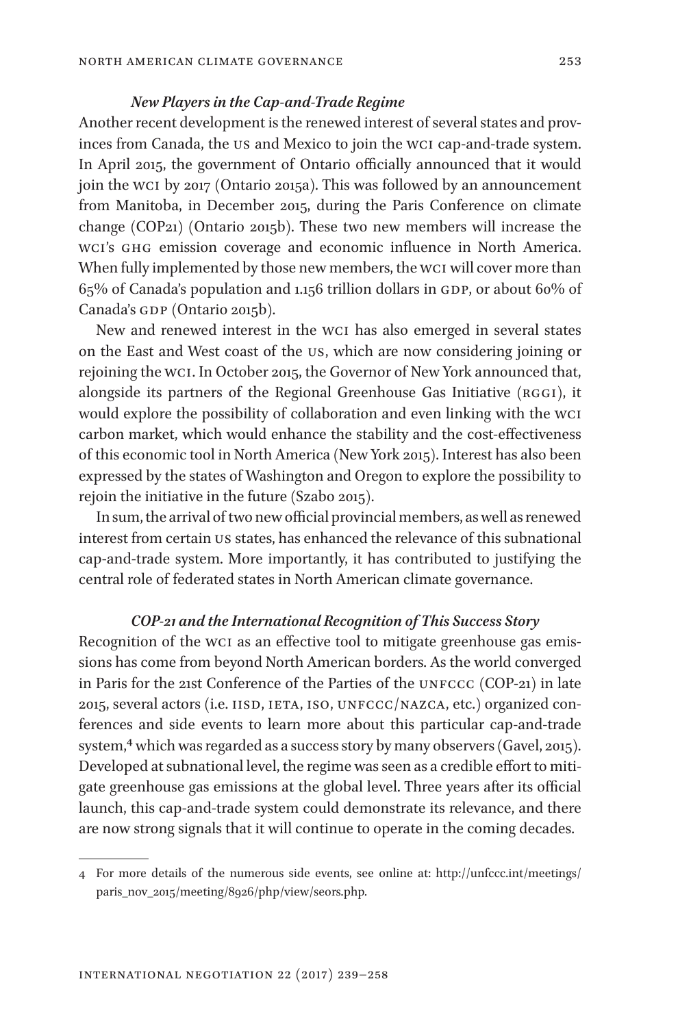### *New Players in the Cap-and-Trade Regime*

Another recent development is the renewed interest of several states and provinces from Canada, the US and Mexico to join the WCI cap-and-trade system. In April 2015, the government of Ontario officially announced that it would join the WCI by 2017 (Ontario 2015a). This was followed by an announcement from Manitoba, in December 2015, during the Paris Conference on climate change (COP21) (Ontario 2015b). These two new members will increase the WCI's GHG emission coverage and economic influence in North America. When fully implemented by those new members, the WCI will cover more than 65% of Canada's population and 1.156 trillion dollars in GDP, or about 60% of Canada's GDP (Ontario 2015b).

New and renewed interest in the WCI has also emerged in several states on the East and West coast of the US, which are now considering joining or rejoining the WCI. In October 2015, the Governor of New York announced that, alongside its partners of the Regional Greenhouse Gas Initiative (RGGI), it would explore the possibility of collaboration and even linking with the WCI carbon market, which would enhance the stability and the cost-effectiveness of this economic tool in North America (New York 2015). Interest has also been expressed by the states of Washington and Oregon to explore the possibility to rejoin the initiative in the future (Szabo 2015).

In sum, the arrival of two new official provincial members, as well as renewed interest from certain US states, has enhanced the relevance of this subnational cap-and-trade system. More importantly, it has contributed to justifying the central role of federated states in North American climate governance.

### *COP-21 and the International Recognition of This Success Story*

Recognition of the WCI as an effective tool to mitigate greenhouse gas emissions has come from beyond North American borders. As the world converged in Paris for the 21st Conference of the Parties of the UNFCCC (COP-21) in late 2015, several actors (i.e. IISD, IETA, ISO, UNFCCC/NAZCA, etc.) organized conferences and side events to learn more about this particular cap-and-trade system,[4] which was regarded as a success story by many observers (Gavel, 2015). Developed at subnational level, the regime was seen as a credible effort to mitigate greenhouse gas emissions at the global level. Three years after its official launch, this cap-and-trade system could demonstrate its relevance, and there are now strong signals that it will continue to operate in the coming decades.

---

4 For more details of the numerous side events, see online at: http://unfccc.int/meetings/paris_nov_2015/meeting/8926/php/view/seors.php.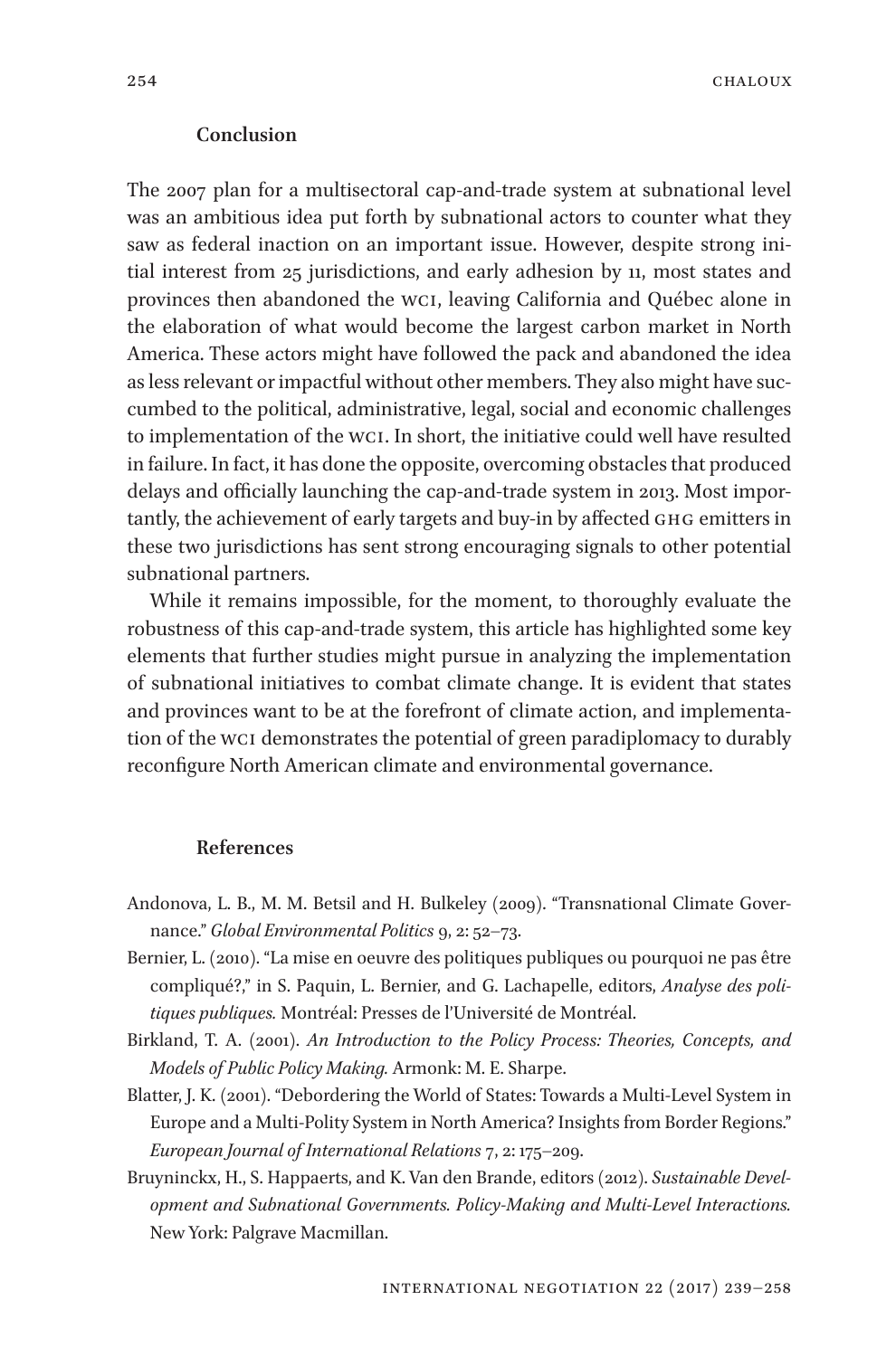## Conclusion

The 2007 plan for a multisectoral cap-and-trade system at subnational level was an ambitious idea put forth by subnational actors to counter what they saw as federal inaction on an important issue. However, despite strong initial interest from 25 jurisdictions, and early adhesion by 11, most states and provinces then abandoned the WCI, leaving California and Québec alone in the elaboration of what would become the largest carbon market in North America. These actors might have followed the pack and abandoned the idea as less relevant or impactful without other members. They also might have succumbed to the political, administrative, legal, social and economic challenges to implementation of the WCI. In short, the initiative could well have resulted in failure. In fact, it has done the opposite, overcoming obstacles that produced delays and officially launching the cap-and-trade system in 2013. Most importantly, the achievement of early targets and buy-in by affected GHG emitters in these two jurisdictions has sent strong encouraging signals to other potential subnational partners.

While it remains impossible, for the moment, to thoroughly evaluate the robustness of this cap-and-trade system, this article has highlighted some key elements that further studies might pursue in analyzing the implementation of subnational initiatives to combat climate change. It is evident that states and provinces want to be at the forefront of climate action, and implementation of the WCI demonstrates the potential of green paradiplomacy to durably reconfigure North American climate and environmental governance.

## References

Andonova, L. B., M. M. Betsil and H. Bulkeley (2009). "Transnational Climate Governance." *Global Environmental Politics* 9, 2: 52–73.

Bernier, L. (2010). "La mise en oeuvre des politiques publiques ou pourquoi ne pas être compliqué?," in S. Paquin, L. Bernier, and G. Lachapelle, editors, *Analyse des politiques publiques.* Montréal: Presses de l'Université de Montréal.

Birkland, T. A. (2001). *An Introduction to the Policy Process: Theories, Concepts, and Models of Public Policy Making.* Armonk: M. E. Sharpe.

Blatter, J. K. (2001). "Debordering the World of States: Towards a Multi-Level System in Europe and a Multi-Polity System in North America? Insights from Border Regions." *European Journal of International Relations* 7, 2: 175–209.

Bruyninckx, H., S. Happaerts, and K. Van den Brande, editors (2012). *Sustainable Development and Subnational Governments. Policy-Making and Multi-Level Interactions.* New York: Palgrave Macmillan.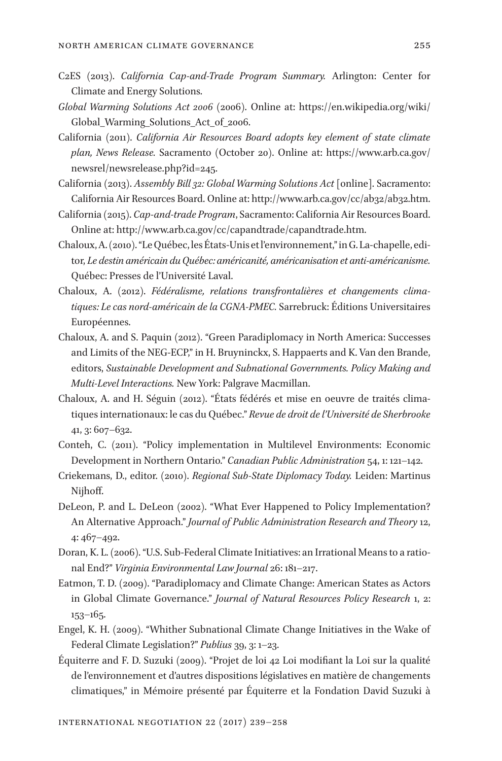C2ES (2013). *California Cap-and-Trade Program Summary.* Arlington: Center for Climate and Energy Solutions.

*Global Warming Solutions Act 2006* (2006). Online at: https://en.wikipedia.org/wiki/Global_Warming_Solutions_Act_of_2006.

California (2011). *California Air Resources Board adopts key element of state climate plan, News Release.* Sacramento (October 20). Online at: https://www.arb.ca.gov/newsrel/newsrelease.php?id=245.

California (2013). *Assembly Bill 32: Global Warming Solutions Act* [online]. Sacramento: California Air Resources Board. Online at: http://www.arb.ca.gov/cc/ab32/ab32.htm.

California (2015). *Cap-and-trade Program*, Sacramento: California Air Resources Board. Online at: http://www.arb.ca.gov/cc/capandtrade/capandtrade.htm.

Chaloux, A. (2010). "Le Québec, les États-Unis et l'environnement," in G. La-chapelle, editor, *Le destin américain du Québec: américanité, américanisation et anti-américanisme.* Québec: Presses de l'Université Laval.

Chaloux, A. (2012). *Fédéralisme, relations transfrontalières et changements climatiques: Le cas nord-américain de la CGNA-PMEC.* Sarrebruck: Éditions Universitaires Européennes.

Chaloux, A. and S. Paquin (2012). "Green Paradiplomacy in North America: Successes and Limits of the NEG-ECP," in H. Bruyninckx, S. Happaerts and K. Van den Brande, editors, *Sustainable Development and Subnational Governments. Policy Making and Multi-Level Interactions.* New York: Palgrave Macmillan.

Chaloux, A. and H. Séguin (2012). "États fédérés et mise en oeuvre de traités climatiques internationaux: le cas du Québec." *Revue de droit de l'Université de Sherbrooke* 41, 3: 607–632.

Conteh, C. (2011). "Policy implementation in Multilevel Environments: Economic Development in Northern Ontario." *Canadian Public Administration* 54, 1: 121–142.

Criekemans, D., editor. (2010). *Regional Sub-State Diplomacy Today.* Leiden: Martinus Nijhoff.

DeLeon, P. and L. DeLeon (2002). "What Ever Happened to Policy Implementation? An Alternative Approach." *Journal of Public Administration Research and Theory* 12, 4: 467–492.

Doran, K. L. (2006). "U.S. Sub-Federal Climate Initiatives: an Irrational Means to a rational End?" *Virginia Environmental Law Journal* 26: 181–217.

Eatmon, T. D. (2009). "Paradiplomacy and Climate Change: American States as Actors in Global Climate Governance." *Journal of Natural Resources Policy Research* 1, 2: 153–165.

Engel, K. H. (2009). "Whither Subnational Climate Change Initiatives in the Wake of Federal Climate Legislation?" *Publius* 39, 3: 1–23.

Équiterre and F. D. Suzuki (2009). "Projet de loi 42 Loi modifiant la Loi sur la qualité de l'environnement et d'autres dispositions législatives en matière de changements climatiques," in Mémoire présenté par Équiterre et la Fondation David Suzuki à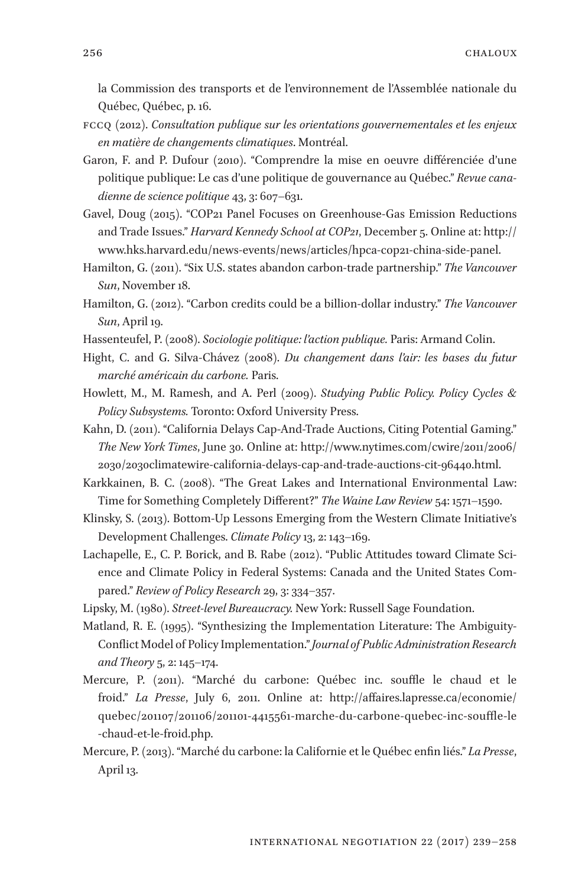la Commission des transports et de l'environnement de l'Assemblée nationale du Québec, Québec, p. 16.

FCCQ (2012). *Consultation publique sur les orientations gouvernementales et les enjeux en matière de changements climatiques*. Montréal.

Garon, F. and P. Dufour (2010). "Comprendre la mise en oeuvre différenciée d'une politique publique: Le cas d'une politique de gouvernance au Québec." *Revue canadienne de science politique* 43, 3: 607–631.

Gavel, Doug (2015). "COP21 Panel Focuses on Greenhouse-Gas Emission Reductions and Trade Issues." *Harvard Kennedy School at COP21*, December 5. Online at: http://www.hks.harvard.edu/news-events/news/articles/hpca-cop21-china-side-panel.

Hamilton, G. (2011). "Six U.S. states abandon carbon-trade partnership." *The Vancouver Sun*, November 18.

Hamilton, G. (2012). "Carbon credits could be a billion-dollar industry." *The Vancouver Sun*, April 19.

Hassenteufel, P. (2008). *Sociologie politique: l'action publique.* Paris: Armand Colin.

Hight, C. and G. Silva-Chávez (2008). *Du changement dans l'air: les bases du futur marché américain du carbone.* Paris.

Howlett, M., M. Ramesh, and A. Perl (2009). *Studying Public Policy. Policy Cycles & Policy Subsystems.* Toronto: Oxford University Press.

Kahn, D. (2011). "California Delays Cap-And-Trade Auctions, Citing Potential Gaming." *The New York Times*, June 30. Online at: http://www.nytimes.com/cwire/2011/2006/2030/2030climatewire-california-delays-cap-and-trade-auctions-cit-96440.html.

Karkkainen, B. C. (2008). "The Great Lakes and International Environmental Law: Time for Something Completely Different?" *The Waine Law Review* 54: 1571–1590.

Klinsky, S. (2013). Bottom-Up Lessons Emerging from the Western Climate Initiative's Development Challenges. *Climate Policy* 13, 2: 143–169.

Lachapelle, E., C. P. Borick, and B. Rabe (2012). "Public Attitudes toward Climate Science and Climate Policy in Federal Systems: Canada and the United States Compared." *Review of Policy Research* 29, 3: 334–357.

Lipsky, M. (1980). *Street-level Bureaucracy.* New York: Russell Sage Foundation.

Matland, R. E. (1995). "Synthesizing the Implementation Literature: The Ambiguity-Conflict Model of Policy Implementation." *Journal of Public Administration Research and Theory* 5, 2: 145–174.

Mercure, P. (2011). "Marché du carbone: Québec inc. souffle le chaud et le froid." *La Presse*, July 6, 2011. Online at: http://affaires.lapresse.ca/economie/quebec/201107/201106/201101-4415561-marche-du-carbone-quebec-inc-souffle-le-chaud-et-le-froid.php.

Mercure, P. (2013). "Marché du carbone: la Californie et le Québec enfin liés." *La Presse*, April 13.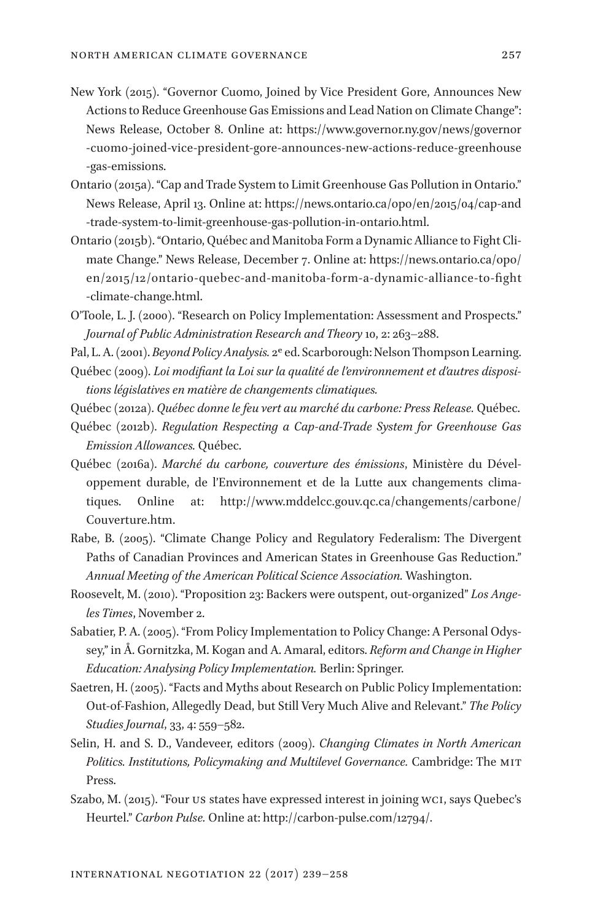New York (2015). "Governor Cuomo, Joined by Vice President Gore, Announces New Actions to Reduce Greenhouse Gas Emissions and Lead Nation on Climate Change": News Release, October 8. Online at: https://www.governor.ny.gov/news/governor-cuomo-joined-vice-president-gore-announces-new-actions-reduce-greenhouse-gas-emissions.

Ontario (2015a). "Cap and Trade System to Limit Greenhouse Gas Pollution in Ontario." News Release, April 13. Online at: https://news.ontario.ca/opo/en/2015/04/cap-and-trade-system-to-limit-greenhouse-gas-pollution-in-ontario.html.

Ontario (2015b). "Ontario, Québec and Manitoba Form a Dynamic Alliance to Fight Climate Change." News Release, December 7. Online at: https://news.ontario.ca/opo/en/2015/12/ontario-quebec-and-manitoba-form-a-dynamic-alliance-to-fight-climate-change.html.

O'Toole, L. J. (2000). "Research on Policy Implementation: Assessment and Prospects." *Journal of Public Administration Research and Theory* 10, 2: 263–288.

Pal, L. A. (2001). *Beyond Policy Analysis.* 2e ed. Scarborough: Nelson Thompson Learning.

Québec (2009). *Loi modifiant la Loi sur la qualité de l'environnement et d'autres dispositions législatives en matière de changements climatiques.*

Québec (2012a). *Québec donne le feu vert au marché du carbone: Press Release.* Québec.

Québec (2012b). *Regulation Respecting a Cap-and-Trade System for Greenhouse Gas Emission Allowances.* Québec.

Québec (2016a). *Marché du carbone, couverture des émissions*, Ministère du Développement durable, de l'Environnement et de la Lutte aux changements climatiques. Online at: http://www.mddelcc.gouv.qc.ca/changements/carbone/Couverture.htm.

Rabe, B. (2005). "Climate Change Policy and Regulatory Federalism: The Divergent Paths of Canadian Provinces and American States in Greenhouse Gas Reduction." *Annual Meeting of the American Political Science Association.* Washington.

Roosevelt, M. (2010). "Proposition 23: Backers were outspent, out-organized" *Los Angeles Times*, November 2.

Sabatier, P. A. (2005). "From Policy Implementation to Policy Change: A Personal Odyssey," in Å. Gornitzka, M. Kogan and A. Amaral, editors. *Reform and Change in Higher Education: Analysing Policy Implementation.* Berlin: Springer.

Saetren, H. (2005). "Facts and Myths about Research on Public Policy Implementation: Out-of-Fashion, Allegedly Dead, but Still Very Much Alive and Relevant." *The Policy Studies Journal*, 33, 4: 559–582.

Selin, H. and S. D., Vandeveer, editors (2009). *Changing Climates in North American Politics. Institutions, Policymaking and Multilevel Governance.* Cambridge: The MIT Press.

Szabo, M. (2015). "Four US states have expressed interest in joining WCI, says Quebec's Heurtel." *Carbon Pulse.* Online at: http://carbon-pulse.com/12794/.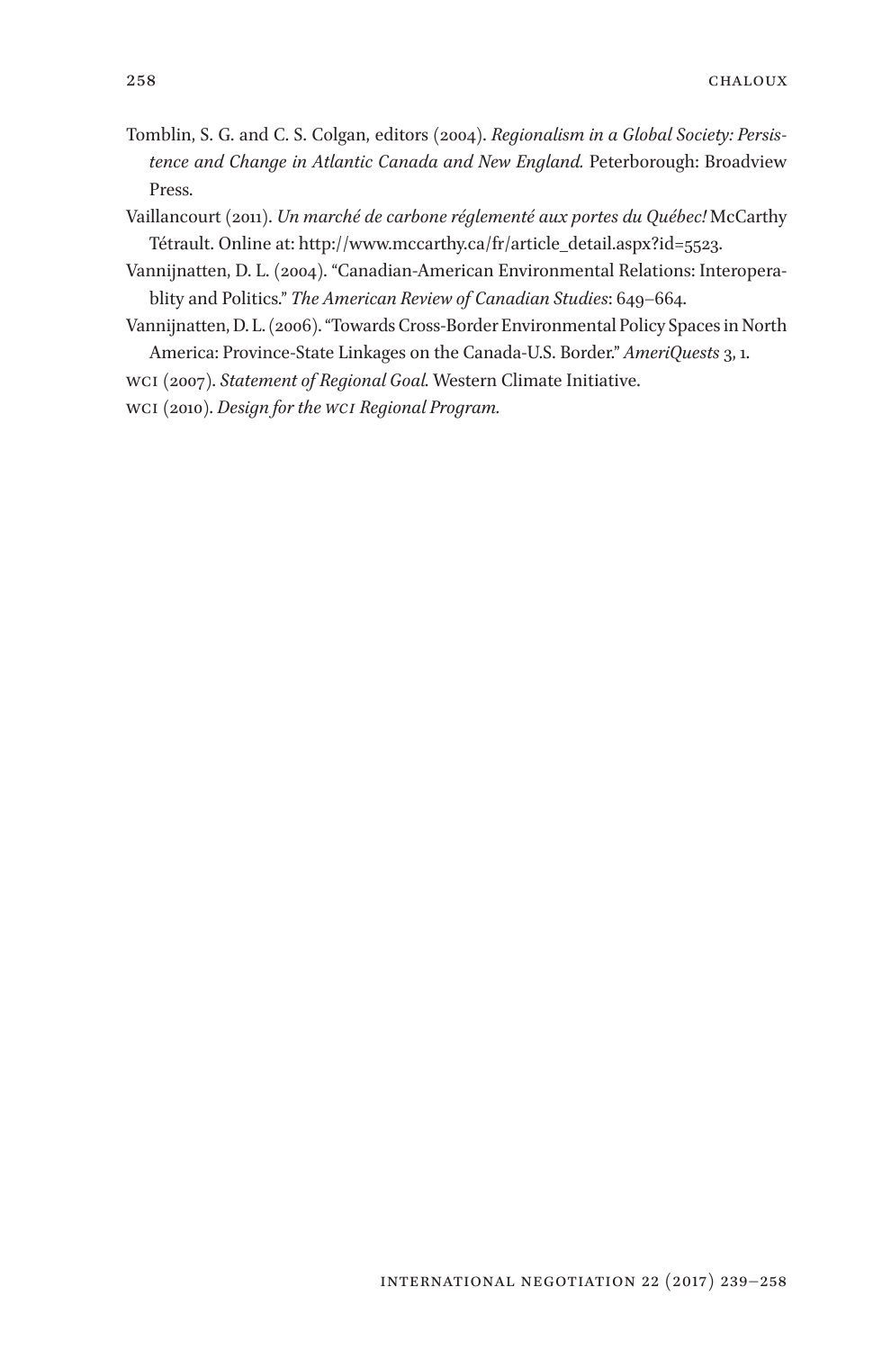Tomblin, S. G. and C. S. Colgan, editors (2004). *Regionalism in a Global Society: Persistence and Change in Atlantic Canada and New England.* Peterborough: Broadview Press.

Vaillancourt (2011). *Un marché de carbone réglementé aux portes du Québec!* McCarthy Tétrault. Online at: http://www.mccarthy.ca/fr/article_detail.aspx?id=5523.

Vannijnatten, D. L. (2004). "Canadian-American Environmental Relations: Interoperablity and Politics." *The American Review of Canadian Studies*: 649–664.

Vannijnatten, D. L. (2006). "Towards Cross-Border Environmental Policy Spaces in North America: Province-State Linkages on the Canada-U.S. Border." *AmeriQuests* 3, 1.

WCI (2007). *Statement of Regional Goal.* Western Climate Initiative.

WCI (2010). *Design for the WCI Regional Program.*